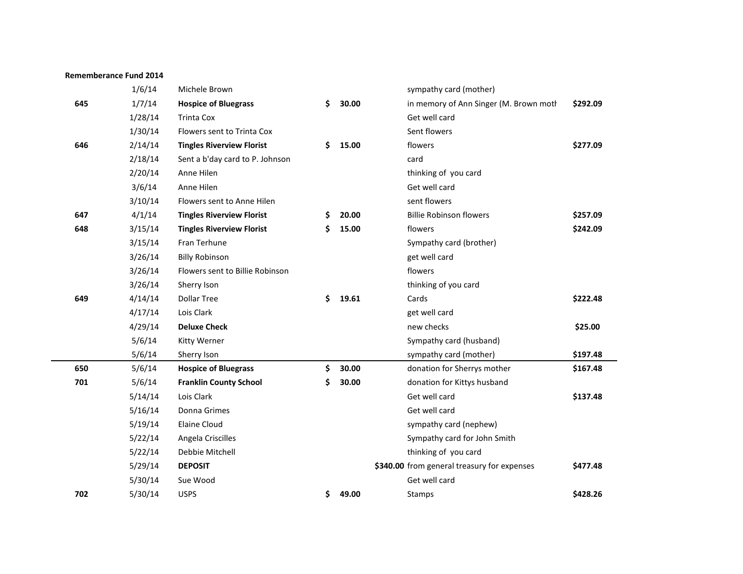**Rememberance Fund 2014**

| Check # | Date | Payee / Name | Amount | Deposit | Description | Balance |
|---|---|---|---|---|---|---|
| | 1/6/14 | Michele Brown | | | sympathy card (mother) | |
| **645** | 1/7/14 | **Hospice of Bluegrass** | $ 30.00 | | in memory of Ann Singer (M. Brown moth | **$292.09** |
| | 1/28/14 | Trinta Cox | | | Get well card | |
| | 1/30/14 | Flowers sent to Trinta Cox | | | Sent flowers | |
| **646** | 2/14/14 | **Tingles Riverview Florist** | $ 15.00 | | flowers | **$277.09** |
| | 2/18/14 | Sent a b'day card to P. Johnson | | | card | |
| | 2/20/14 | Anne Hilen | | | thinking of you card | |
| | 3/6/14 | Anne Hilen | | | Get well card | |
| | 3/10/14 | Flowers sent to Anne Hilen | | | sent flowers | |
| **647** | 4/1/14 | **Tingles Riverview Florist** | $ 20.00 | | Billie Robinson flowers | **$257.09** |
| **648** | 3/15/14 | **Tingles Riverview Florist** | $ 15.00 | | flowers | **$242.09** |
| | 3/15/14 | Fran Terhune | | | Sympathy card (brother) | |
| | 3/26/14 | Billy Robinson | | | get well card | |
| | 3/26/14 | Flowers sent to Billie Robinson | | | flowers | |
| | 3/26/14 | Sherry Ison | | | thinking of you card | |
| **649** | 4/14/14 | Dollar Tree | $ 19.61 | | Cards | **$222.48** |
| | 4/17/14 | Lois Clark | | | get well card | |
| | 4/29/14 | **Deluxe Check** | | | new checks | **$25.00** |
| | 5/6/14 | Kitty Werner | | | Sympathy card (husband) | |
| | 5/6/14 | Sherry Ison | | | sympathy card (mother) | **$197.48** |
| **650** | 5/6/14 | **Hospice of Bluegrass** | $ 30.00 | | donation for Sherrys mother | **$167.48** |
| **701** | 5/6/14 | **Franklin County School** | $ 30.00 | | donation for Kittys husband | |
| | 5/14/14 | Lois Clark | | | Get well card | **$137.48** |
| | 5/16/14 | Donna Grimes | | | Get well card | |
| | 5/19/14 | Elaine Cloud | | | sympathy card (nephew) | |
| | 5/22/14 | Angela Criscilles | | | Sympathy card for John Smith | |
| | 5/22/14 | Debbie Mitchell | | | thinking of you card | |
| | 5/29/14 | **DEPOSIT** | | **$340.00** | from general treasury for expenses | **$477.48** |
| | 5/30/14 | Sue Wood | | | Get well card | |
| **702** | 5/30/14 | USPS | $ 49.00 | | Stamps | **$428.26** |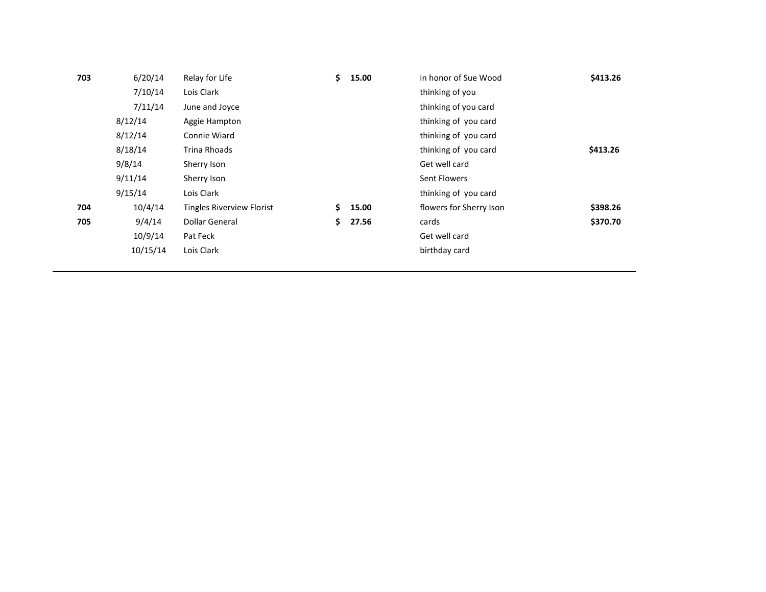| | | | | | |
|---|---|---|---|---|---|
| **703** | 6/20/14 | Relay for Life | **$ 15.00** | in honor of Sue Wood | **$413.26** |
| | 7/10/14 | Lois Clark | | thinking of you | |
| | 7/11/14 | June and Joyce | | thinking of you card | |
| | 8/12/14 | Aggie Hampton | | thinking of you card | |
| | 8/12/14 | Connie Wiard | | thinking of you card | |
| | 8/18/14 | Trina Rhoads | | thinking of you card | **$413.26** |
| | 9/8/14 | Sherry Ison | | Get well card | |
| | 9/11/14 | Sherry Ison | | Sent Flowers | |
| | 9/15/14 | Lois Clark | | thinking of you card | |
| **704** | 10/4/14 | Tingles Riverview Florist | **$ 15.00** | flowers for Sherry Ison | **$398.26** |
| **705** | 9/4/14 | Dollar General | **$ 27.56** | cards | **$370.70** |
| | 10/9/14 | Pat Feck | | Get well card | |
| | 10/15/14 | Lois Clark | | birthday card | |